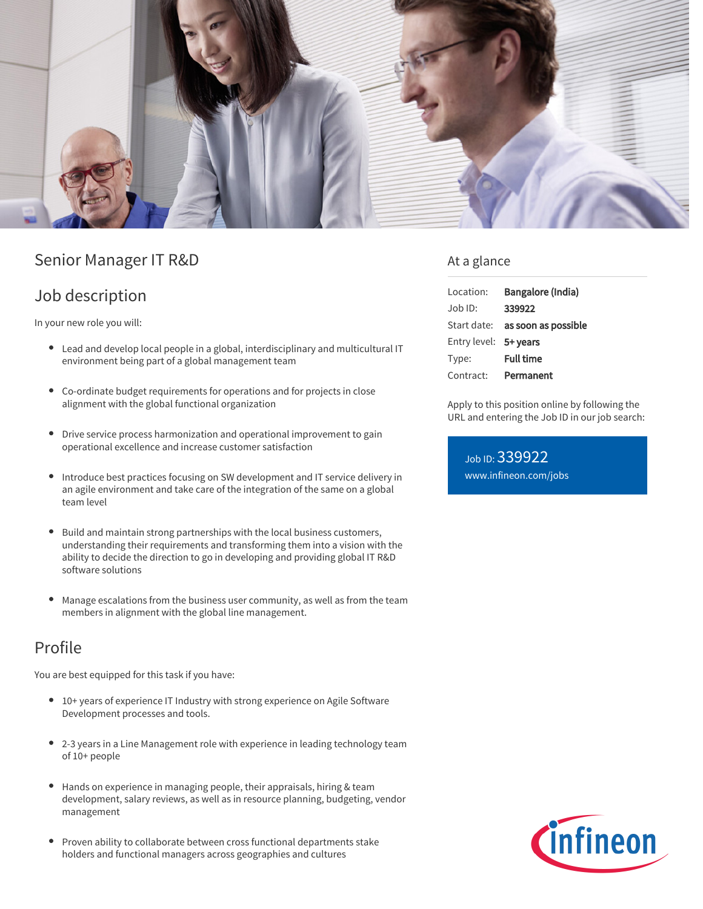# Senior Manager IT R&D

## Job description

In your new role you will:

- Lead and develop local people in a global, interdisciplinary and multicultural IT environment being part of a global management team
- Co-ordinate budget requirements for operations and for projects in close alignment with the global functional organization
- Drive service process harmonization and operational improvement to gain operational excellence and increase customer satisfaction
- Introduce best practices focusing on SW development and IT service delivery in an agile environment and take care of the integration of the same on a global team level
- Build and maintain strong partnerships with the local business customers, understanding their requirements and transforming them into a vision with the ability to decide the direction to go in developing and providing global IT R&D software solutions
- Manage escalations from the business user community, as well as from the team members in alignment with the global line management.

## Profile

You are best equipped for this task if you have:

- 10+ years of experience IT Industry with strong experience on Agile Software Development processes and tools.
- 2-3 years in a Line Management role with experience in leading technology team of 10+ people
- Hands on experience in managing people, their appraisals, hiring & team development, salary reviews, as well as in resource planning, budgeting, vendor management
- Proven ability to collaborate between cross functional departments stake holders and functional managers across geographies and cultures

## At a glance

| | |
|---|---|
| Location: | **Bangalore (India)** |
| Job ID: | **339922** |
| Start date: | **as soon as possible** |
| Entry level: | **5+ years** |
| Type: | **Full time** |
| Contract: | **Permanent** |

Apply to this position online by following the URL and entering the Job ID in our job search:

Job ID: 339922
www.infineon.com/jobs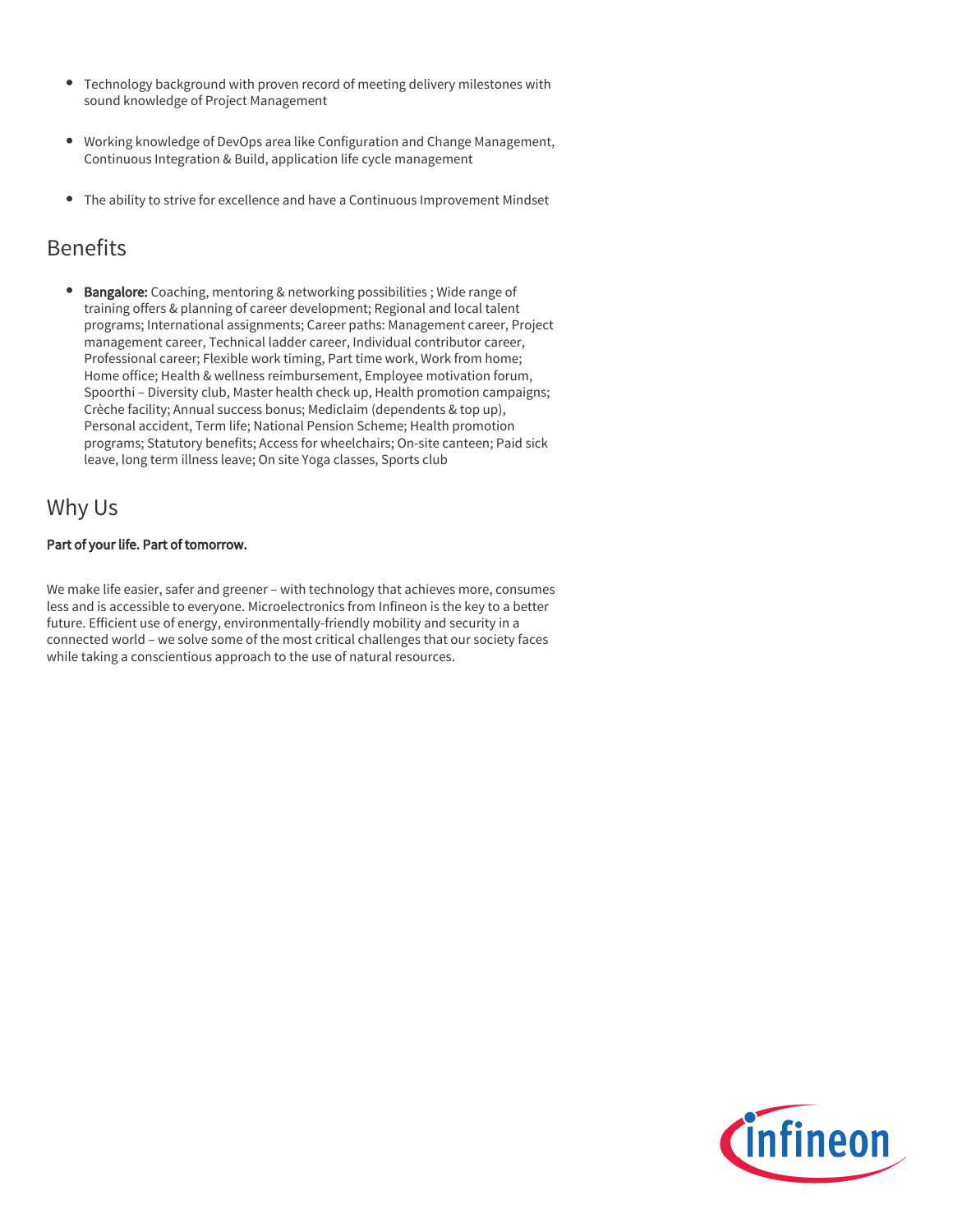- Technology background with proven record of meeting delivery milestones with sound knowledge of Project Management
- Working knowledge of DevOps area like Configuration and Change Management, Continuous Integration & Build, application life cycle management
- The ability to strive for excellence and have a Continuous Improvement Mindset

## Benefits

- **Bangalore:** Coaching, mentoring & networking possibilities ; Wide range of training offers & planning of career development; Regional and local talent programs; International assignments; Career paths: Management career, Project management career, Technical ladder career, Individual contributor career, Professional career; Flexible work timing, Part time work, Work from home; Home office; Health & wellness reimbursement, Employee motivation forum, Spoorthi – Diversity club, Master health check up, Health promotion campaigns; Crèche facility; Annual success bonus; Mediclaim (dependents & top up), Personal accident, Term life; National Pension Scheme; Health promotion programs; Statutory benefits; Access for wheelchairs; On-site canteen; Paid sick leave, long term illness leave; On site Yoga classes, Sports club

## Why Us

**Part of your life. Part of tomorrow.**

We make life easier, safer and greener – with technology that achieves more, consumes less and is accessible to everyone. Microelectronics from Infineon is the key to a better future. Efficient use of energy, environmentally-friendly mobility and security in a connected world – we solve some of the most critical challenges that our society faces while taking a conscientious approach to the use of natural resources.